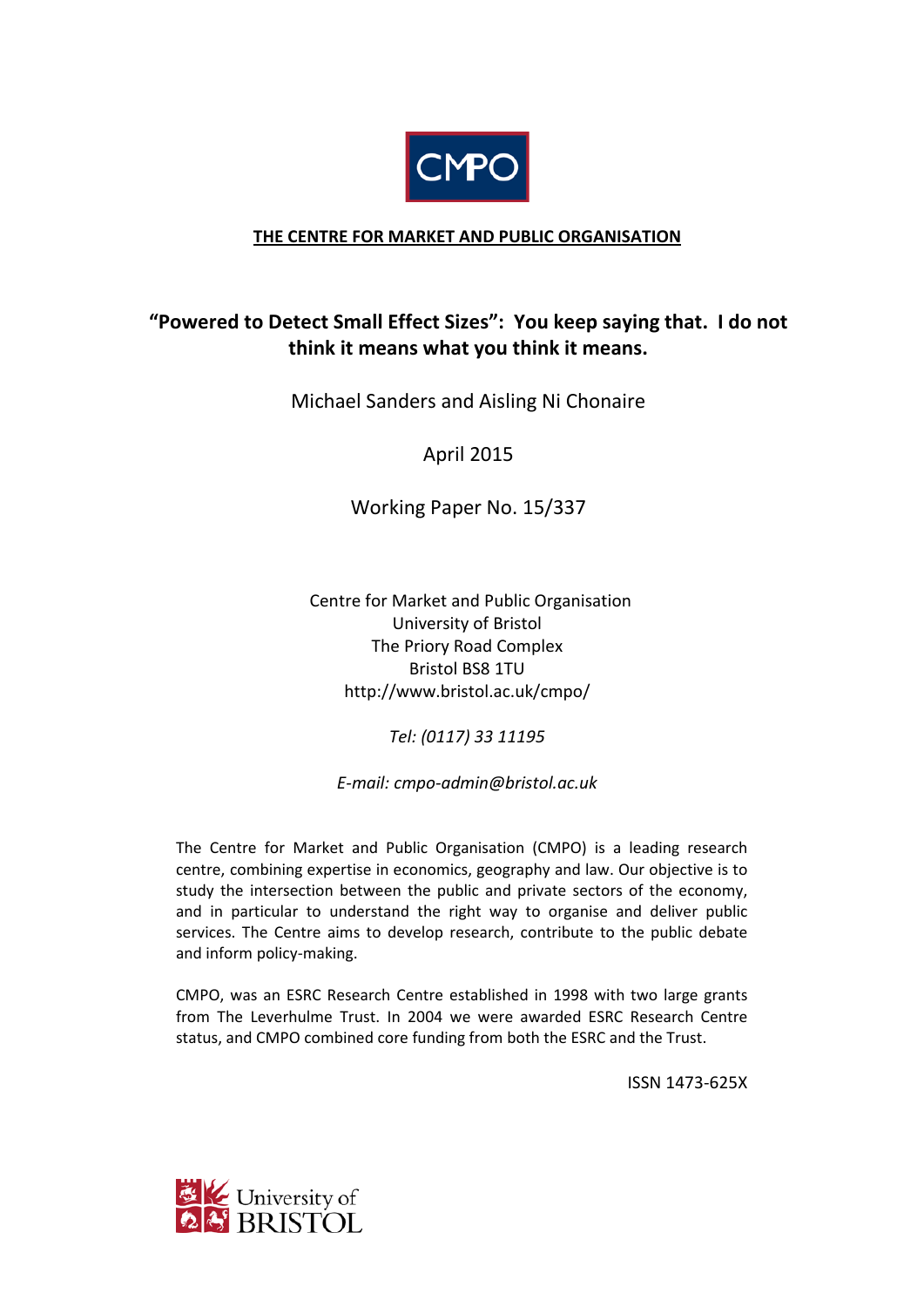CMPO

**THE CENTRE FOR MARKET AND PUBLIC ORGANISATION**

# "Powered to Detect Small Effect Sizes": You keep saying that. I do not think it means what you think it means.

Michael Sanders and Aisling Ni Chonaire

April 2015

Working Paper No. 15/337

Centre for Market and Public Organisation
University of Bristol
The Priory Road Complex
Bristol BS8 1TU
http://www.bristol.ac.uk/cmpo/

*Tel: (0117) 33 11195*

*E-mail: cmpo-admin@bristol.ac.uk*

The Centre for Market and Public Organisation (CMPO) is a leading research centre, combining expertise in economics, geography and law. Our objective is to study the intersection between the public and private sectors of the economy, and in particular to understand the right way to organise and deliver public services. The Centre aims to develop research, contribute to the public debate and inform policy-making.

CMPO, was an ESRC Research Centre established in 1998 with two large grants from The Leverhulme Trust. In 2004 we were awarded ESRC Research Centre status, and CMPO combined core funding from both the ESRC and the Trust.

ISSN 1473-625X

University of BRISTOL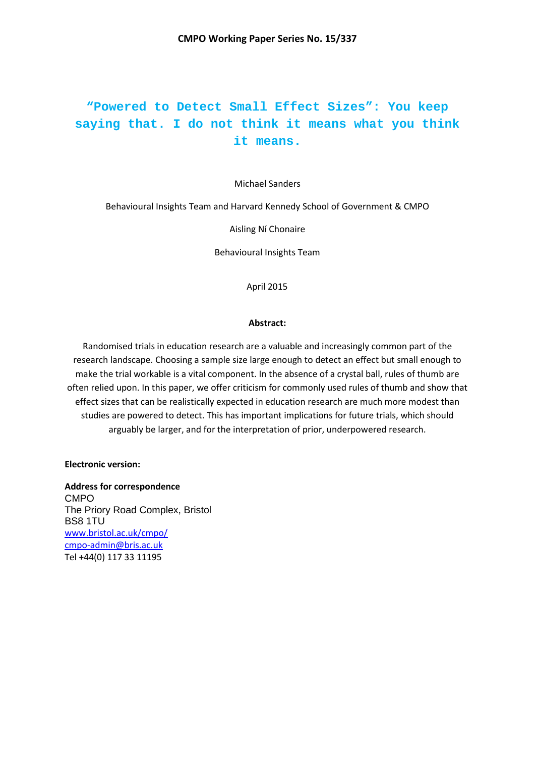CMPO Working Paper Series No. 15/337

# "Powered to Detect Small Effect Sizes": You keep saying that. I do not think it means what you think it means.

Michael Sanders

Behavioural Insights Team and Harvard Kennedy School of Government & CMPO

Aisling Ní Chonaire

Behavioural Insights Team

April 2015

**Abstract:**

Randomised trials in education research are a valuable and increasingly common part of the research landscape. Choosing a sample size large enough to detect an effect but small enough to make the trial workable is a vital component. In the absence of a crystal ball, rules of thumb are often relied upon. In this paper, we offer criticism for commonly used rules of thumb and show that effect sizes that can be realistically expected in education research are much more modest than studies are powered to detect. This has important implications for future trials, which should arguably be larger, and for the interpretation of prior, underpowered research.

**Electronic version:**

**Address for correspondence**
CMPO
The Priory Road Complex, Bristol
BS8 1TU
www.bristol.ac.uk/cmpo/
cmpo-admin@bris.ac.uk
Tel +44(0) 117 33 11195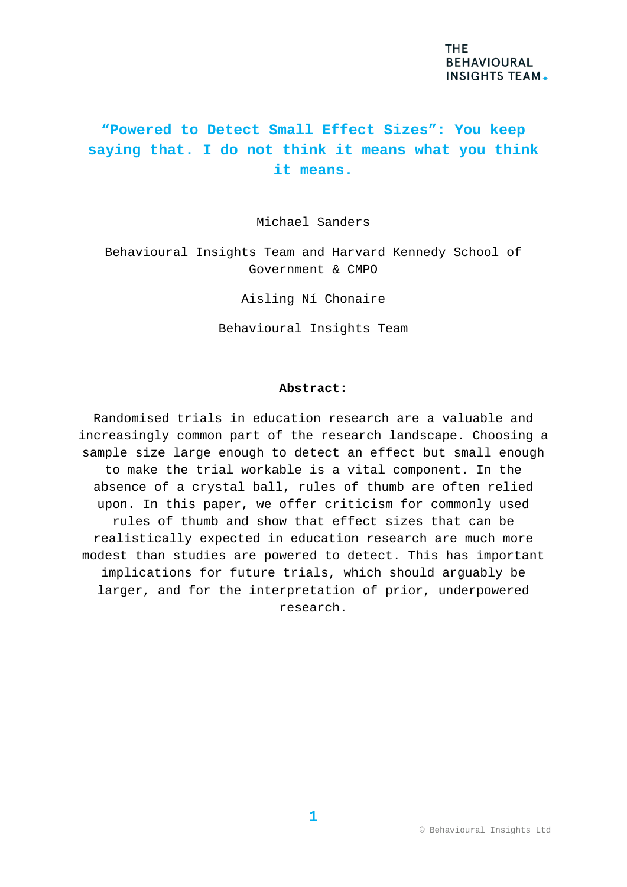# "Powered to Detect Small Effect Sizes": You keep saying that. I do not think it means what you think it means.

Michael Sanders

Behavioural Insights Team and Harvard Kennedy School of Government & CMPO

Aisling Ní Chonaire

Behavioural Insights Team

**Abstract:**

Randomised trials in education research are a valuable and increasingly common part of the research landscape. Choosing a sample size large enough to detect an effect but small enough to make the trial workable is a vital component. In the absence of a crystal ball, rules of thumb are often relied upon. In this paper, we offer criticism for commonly used rules of thumb and show that effect sizes that can be realistically expected in education research are much more modest than studies are powered to detect. This has important implications for future trials, which should arguably be larger, and for the interpretation of prior, underpowered research.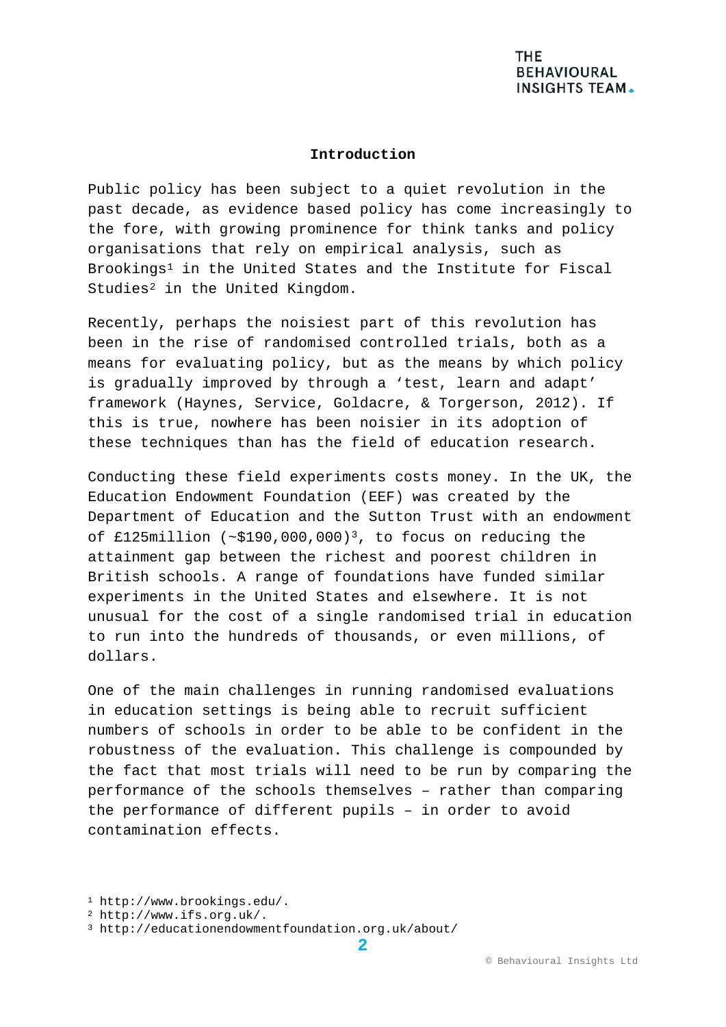## Introduction

Public policy has been subject to a quiet revolution in the past decade, as evidence based policy has come increasingly to the fore, with growing prominence for think tanks and policy organisations that rely on empirical analysis, such as Brookings[1] in the United States and the Institute for Fiscal Studies[2] in the United Kingdom.

Recently, perhaps the noisiest part of this revolution has been in the rise of randomised controlled trials, both as a means for evaluating policy, but as the means by which policy is gradually improved by through a 'test, learn and adapt' framework (Haynes, Service, Goldacre, & Torgerson, 2012). If this is true, nowhere has been noisier in its adoption of these techniques than has the field of education research.

Conducting these field experiments costs money. In the UK, the Education Endowment Foundation (EEF) was created by the Department of Education and the Sutton Trust with an endowment of £125million (~$190,000,000)[3], to focus on reducing the attainment gap between the richest and poorest children in British schools. A range of foundations have funded similar experiments in the United States and elsewhere. It is not unusual for the cost of a single randomised trial in education to run into the hundreds of thousands, or even millions, of dollars.

One of the main challenges in running randomised evaluations in education settings is being able to recruit sufficient numbers of schools in order to be able to be confident in the robustness of the evaluation. This challenge is compounded by the fact that most trials will need to be run by comparing the performance of the schools themselves – rather than comparing the performance of different pupils – in order to avoid contamination effects.

[1] http://www.brookings.edu/.
[2] http://www.ifs.org.uk/.
[3] http://educationendowmentfoundation.org.uk/about/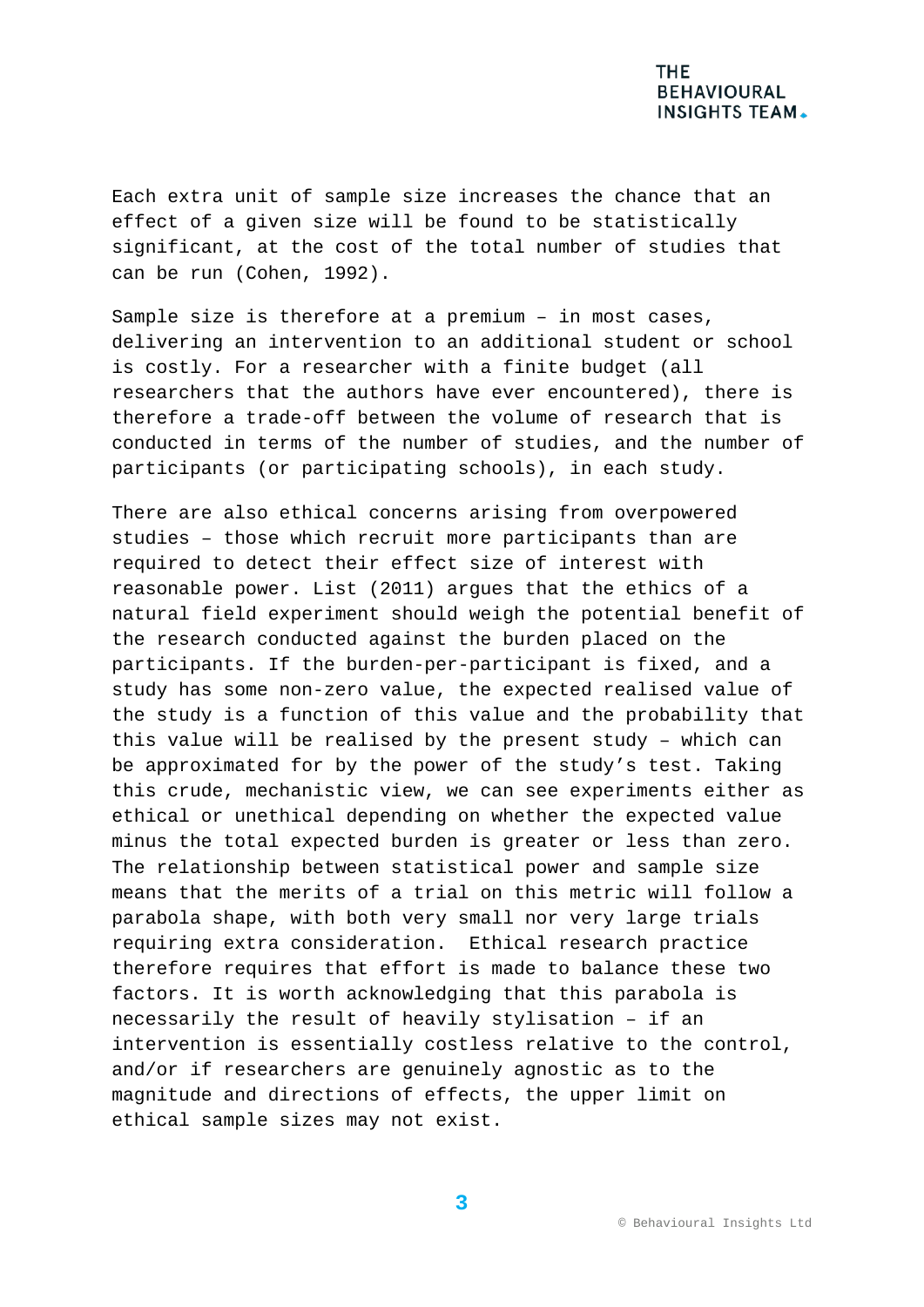Each extra unit of sample size increases the chance that an effect of a given size will be found to be statistically significant, at the cost of the total number of studies that can be run (Cohen, 1992).

Sample size is therefore at a premium – in most cases, delivering an intervention to an additional student or school is costly. For a researcher with a finite budget (all researchers that the authors have ever encountered), there is therefore a trade-off between the volume of research that is conducted in terms of the number of studies, and the number of participants (or participating schools), in each study.

There are also ethical concerns arising from overpowered studies – those which recruit more participants than are required to detect their effect size of interest with reasonable power. List (2011) argues that the ethics of a natural field experiment should weigh the potential benefit of the research conducted against the burden placed on the participants. If the burden-per-participant is fixed, and a study has some non-zero value, the expected realised value of the study is a function of this value and the probability that this value will be realised by the present study – which can be approximated for by the power of the study's test. Taking this crude, mechanistic view, we can see experiments either as ethical or unethical depending on whether the expected value minus the total expected burden is greater or less than zero. The relationship between statistical power and sample size means that the merits of a trial on this metric will follow a parabola shape, with both very small nor very large trials requiring extra consideration. Ethical research practice therefore requires that effort is made to balance these two factors. It is worth acknowledging that this parabola is necessarily the result of heavily stylisation – if an intervention is essentially costless relative to the control, and/or if researchers are genuinely agnostic as to the magnitude and directions of effects, the upper limit on ethical sample sizes may not exist.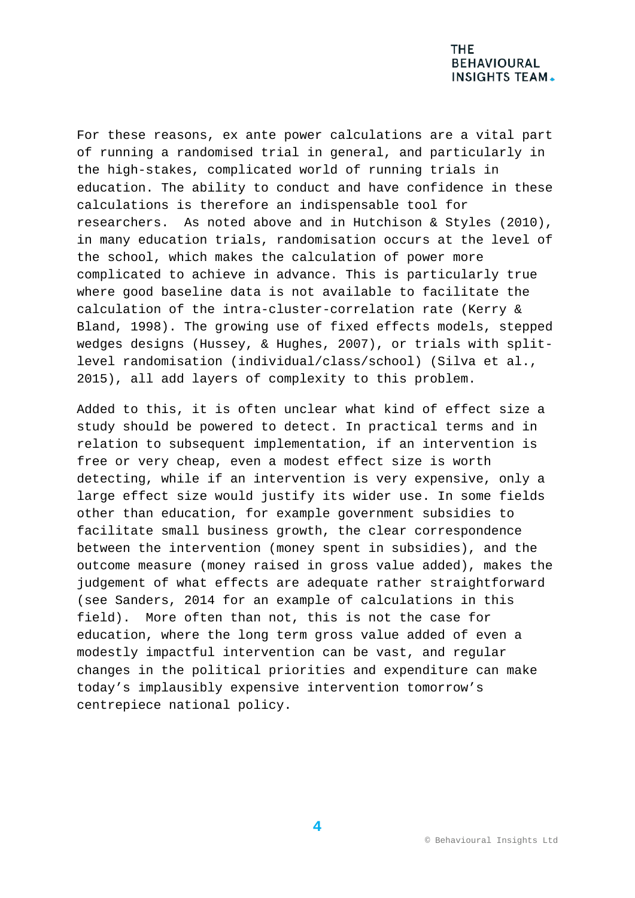For these reasons, ex ante power calculations are a vital part of running a randomised trial in general, and particularly in the high-stakes, complicated world of running trials in education. The ability to conduct and have confidence in these calculations is therefore an indispensable tool for researchers. As noted above and in Hutchison & Styles (2010), in many education trials, randomisation occurs at the level of the school, which makes the calculation of power more complicated to achieve in advance. This is particularly true where good baseline data is not available to facilitate the calculation of the intra-cluster-correlation rate (Kerry & Bland, 1998). The growing use of fixed effects models, stepped wedges designs (Hussey, & Hughes, 2007), or trials with split-level randomisation (individual/class/school) (Silva et al., 2015), all add layers of complexity to this problem.

Added to this, it is often unclear what kind of effect size a study should be powered to detect. In practical terms and in relation to subsequent implementation, if an intervention is free or very cheap, even a modest effect size is worth detecting, while if an intervention is very expensive, only a large effect size would justify its wider use. In some fields other than education, for example government subsidies to facilitate small business growth, the clear correspondence between the intervention (money spent in subsidies), and the outcome measure (money raised in gross value added), makes the judgement of what effects are adequate rather straightforward (see Sanders, 2014 for an example of calculations in this field). More often than not, this is not the case for education, where the long term gross value added of even a modestly impactful intervention can be vast, and regular changes in the political priorities and expenditure can make today's implausibly expensive intervention tomorrow's centrepiece national policy.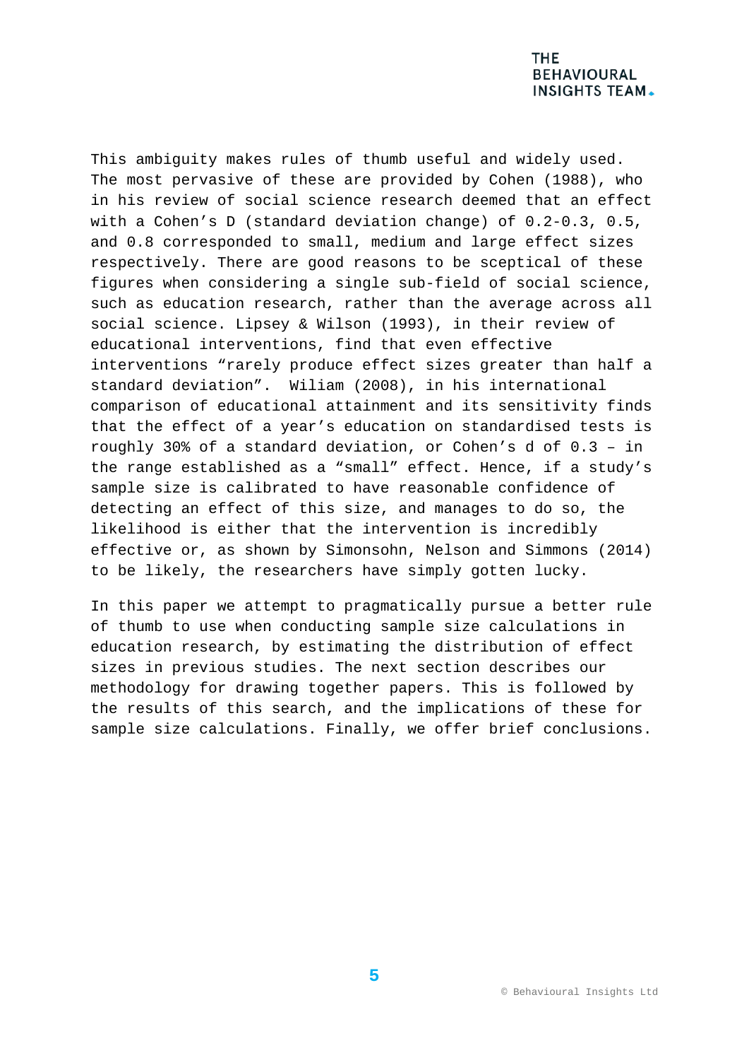This ambiguity makes rules of thumb useful and widely used. The most pervasive of these are provided by Cohen (1988), who in his review of social science research deemed that an effect with a Cohen's D (standard deviation change) of 0.2-0.3, 0.5, and 0.8 corresponded to small, medium and large effect sizes respectively. There are good reasons to be sceptical of these figures when considering a single sub-field of social science, such as education research, rather than the average across all social science. Lipsey & Wilson (1993), in their review of educational interventions, find that even effective interventions "rarely produce effect sizes greater than half a standard deviation". Wiliam (2008), in his international comparison of educational attainment and its sensitivity finds that the effect of a year's education on standardised tests is roughly 30% of a standard deviation, or Cohen's d of 0.3 – in the range established as a "small" effect. Hence, if a study's sample size is calibrated to have reasonable confidence of detecting an effect of this size, and manages to do so, the likelihood is either that the intervention is incredibly effective or, as shown by Simonsohn, Nelson and Simmons (2014) to be likely, the researchers have simply gotten lucky.

In this paper we attempt to pragmatically pursue a better rule of thumb to use when conducting sample size calculations in education research, by estimating the distribution of effect sizes in previous studies. The next section describes our methodology for drawing together papers. This is followed by the results of this search, and the implications of these for sample size calculations. Finally, we offer brief conclusions.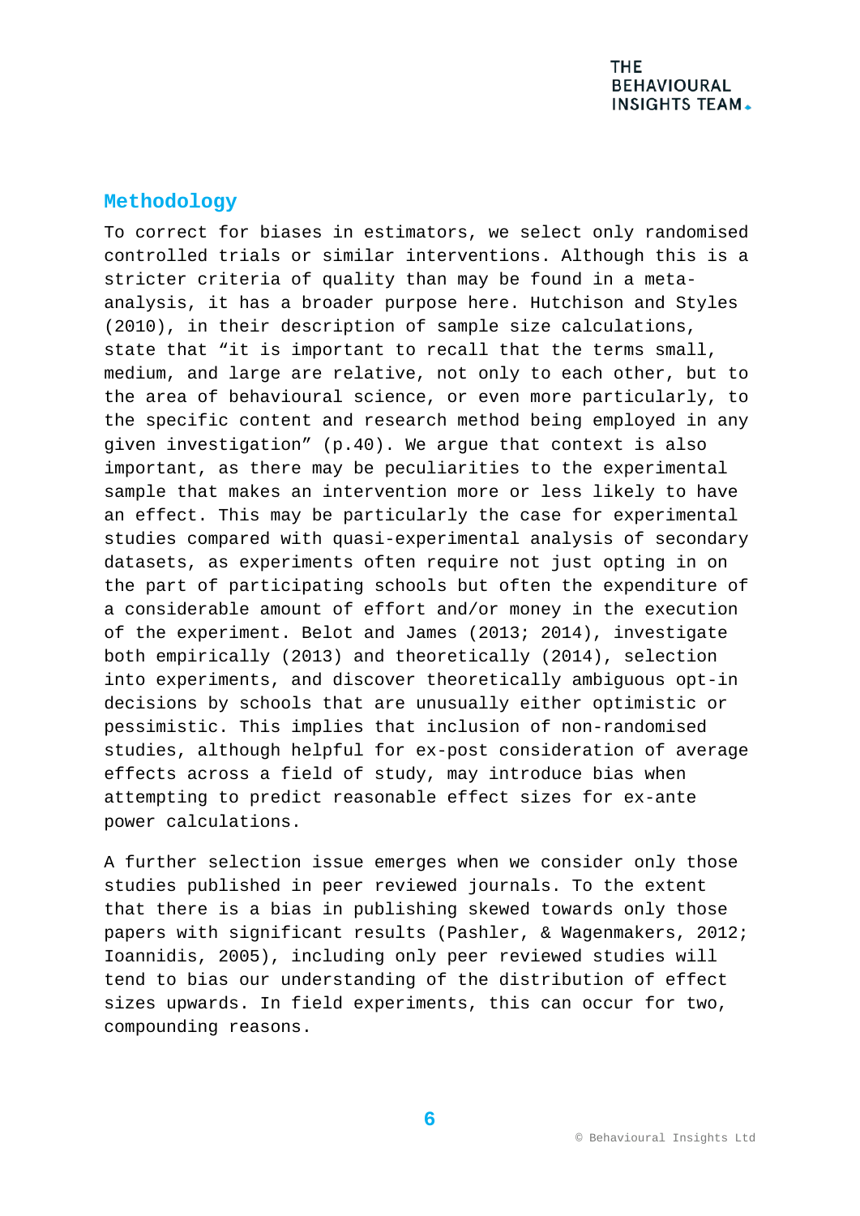## Methodology

To correct for biases in estimators, we select only randomised controlled trials or similar interventions. Although this is a stricter criteria of quality than may be found in a meta-analysis, it has a broader purpose here. Hutchison and Styles (2010), in their description of sample size calculations, state that "it is important to recall that the terms small, medium, and large are relative, not only to each other, but to the area of behavioural science, or even more particularly, to the specific content and research method being employed in any given investigation" (p.40). We argue that context is also important, as there may be peculiarities to the experimental sample that makes an intervention more or less likely to have an effect. This may be particularly the case for experimental studies compared with quasi-experimental analysis of secondary datasets, as experiments often require not just opting in on the part of participating schools but often the expenditure of a considerable amount of effort and/or money in the execution of the experiment. Belot and James (2013; 2014), investigate both empirically (2013) and theoretically (2014), selection into experiments, and discover theoretically ambiguous opt-in decisions by schools that are unusually either optimistic or pessimistic. This implies that inclusion of non-randomised studies, although helpful for ex-post consideration of average effects across a field of study, may introduce bias when attempting to predict reasonable effect sizes for ex-ante power calculations.

A further selection issue emerges when we consider only those studies published in peer reviewed journals. To the extent that there is a bias in publishing skewed towards only those papers with significant results (Pashler, & Wagenmakers, 2012; Ioannidis, 2005), including only peer reviewed studies will tend to bias our understanding of the distribution of effect sizes upwards. In field experiments, this can occur for two, compounding reasons.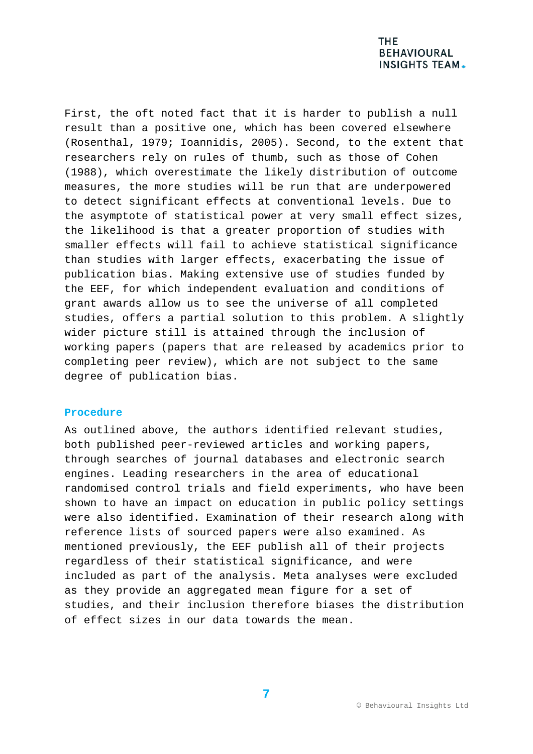First, the oft noted fact that it is harder to publish a null result than a positive one, which has been covered elsewhere (Rosenthal, 1979; Ioannidis, 2005). Second, to the extent that researchers rely on rules of thumb, such as those of Cohen (1988), which overestimate the likely distribution of outcome measures, the more studies will be run that are underpowered to detect significant effects at conventional levels. Due to the asymptote of statistical power at very small effect sizes, the likelihood is that a greater proportion of studies with smaller effects will fail to achieve statistical significance than studies with larger effects, exacerbating the issue of publication bias. Making extensive use of studies funded by the EEF, for which independent evaluation and conditions of grant awards allow us to see the universe of all completed studies, offers a partial solution to this problem. A slightly wider picture still is attained through the inclusion of working papers (papers that are released by academics prior to completing peer review), which are not subject to the same degree of publication bias.

### Procedure

As outlined above, the authors identified relevant studies, both published peer-reviewed articles and working papers, through searches of journal databases and electronic search engines. Leading researchers in the area of educational randomised control trials and field experiments, who have been shown to have an impact on education in public policy settings were also identified. Examination of their research along with reference lists of sourced papers were also examined. As mentioned previously, the EEF publish all of their projects regardless of their statistical significance, and were included as part of the analysis. Meta analyses were excluded as they provide an aggregated mean figure for a set of studies, and their inclusion therefore biases the distribution of effect sizes in our data towards the mean.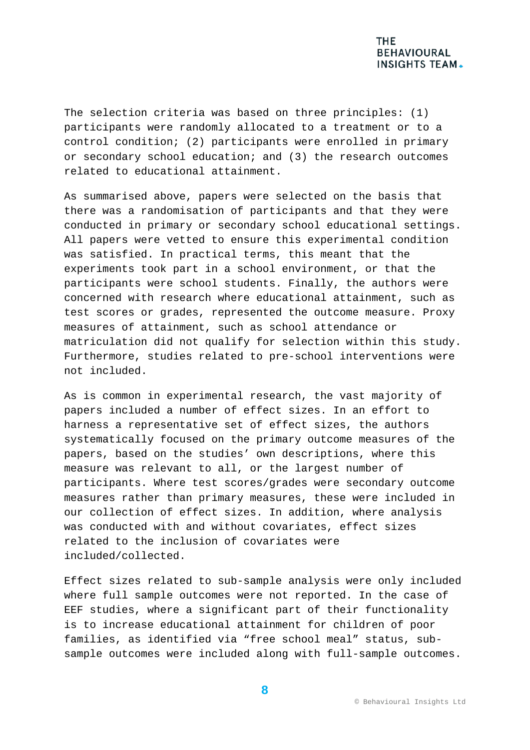The selection criteria was based on three principles: (1) participants were randomly allocated to a treatment or to a control condition; (2) participants were enrolled in primary or secondary school education; and (3) the research outcomes related to educational attainment.

As summarised above, papers were selected on the basis that there was a randomisation of participants and that they were conducted in primary or secondary school educational settings. All papers were vetted to ensure this experimental condition was satisfied. In practical terms, this meant that the experiments took part in a school environment, or that the participants were school students. Finally, the authors were concerned with research where educational attainment, such as test scores or grades, represented the outcome measure. Proxy measures of attainment, such as school attendance or matriculation did not qualify for selection within this study. Furthermore, studies related to pre-school interventions were not included.

As is common in experimental research, the vast majority of papers included a number of effect sizes. In an effort to harness a representative set of effect sizes, the authors systematically focused on the primary outcome measures of the papers, based on the studies' own descriptions, where this measure was relevant to all, or the largest number of participants. Where test scores/grades were secondary outcome measures rather than primary measures, these were included in our collection of effect sizes. In addition, where analysis was conducted with and without covariates, effect sizes related to the inclusion of covariates were included/collected.

Effect sizes related to sub-sample analysis were only included where full sample outcomes were not reported. In the case of EEF studies, where a significant part of their functionality is to increase educational attainment for children of poor families, as identified via "free school meal" status, sub-sample outcomes were included along with full-sample outcomes.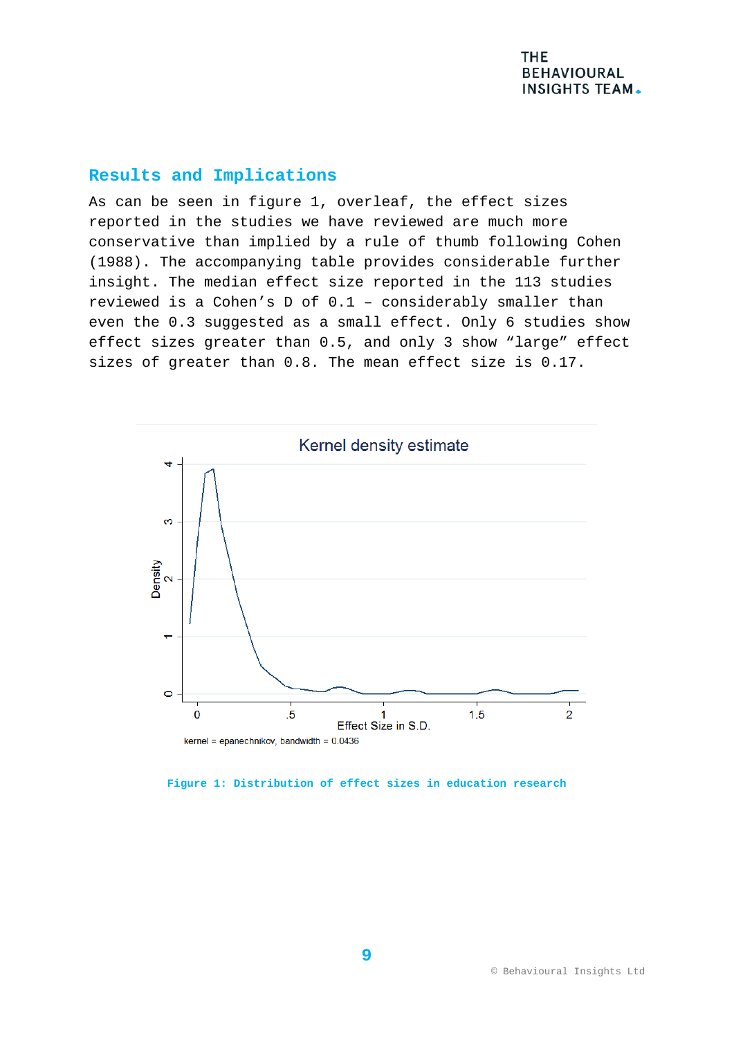## Results and Implications

As can be seen in figure 1, overleaf, the effect sizes reported in the studies we have reviewed are much more conservative than implied by a rule of thumb following Cohen (1988). The accompanying table provides considerable further insight. The median effect size reported in the 113 studies reviewed is a Cohen's D of 0.1 – considerably smaller than even the 0.3 suggested as a small effect. Only 6 studies show effect sizes greater than 0.5, and only 3 show "large" effect sizes of greater than 0.8. The mean effect size is 0.17.

Kernel density estimate

kernel = epanechnikov, bandwidth = 0.0436

**Figure 1: Distribution of effect sizes in education research**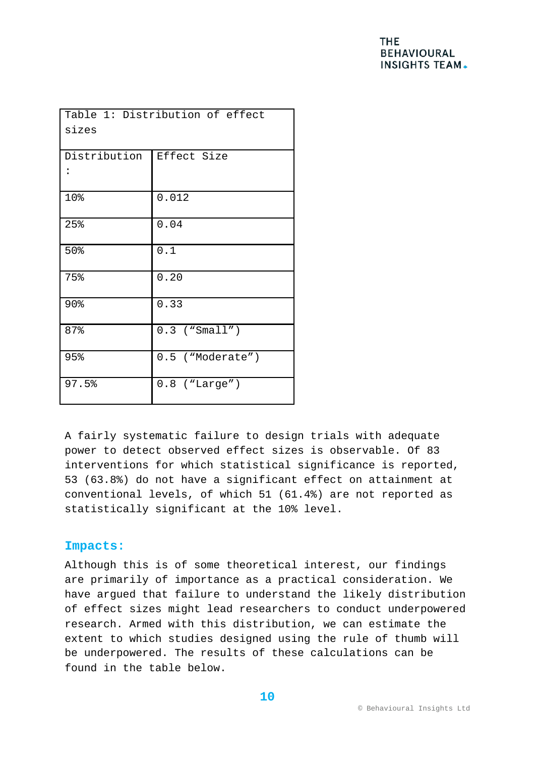| Table 1: Distribution of effect sizes | |
|---|---|
| Distribution: | Effect Size |
| 10% | 0.012 |
| 25% | 0.04 |
| 50% | 0.1 |
| 75% | 0.20 |
| 90% | 0.33 |
| 87% | 0.3 (“Small”) |
| 95% | 0.5 (“Moderate”) |
| 97.5% | 0.8 (“Large”) |

A fairly systematic failure to design trials with adequate power to detect observed effect sizes is observable. Of 83 interventions for which statistical significance is reported, 53 (63.8%) do not have a significant effect on attainment at conventional levels, of which 51 (61.4%) are not reported as statistically significant at the 10% level.

## Impacts:

Although this is of some theoretical interest, our findings are primarily of importance as a practical consideration. We have argued that failure to understand the likely distribution of effect sizes might lead researchers to conduct underpowered research. Armed with this distribution, we can estimate the extent to which studies designed using the rule of thumb will be underpowered. The results of these calculations can be found in the table below.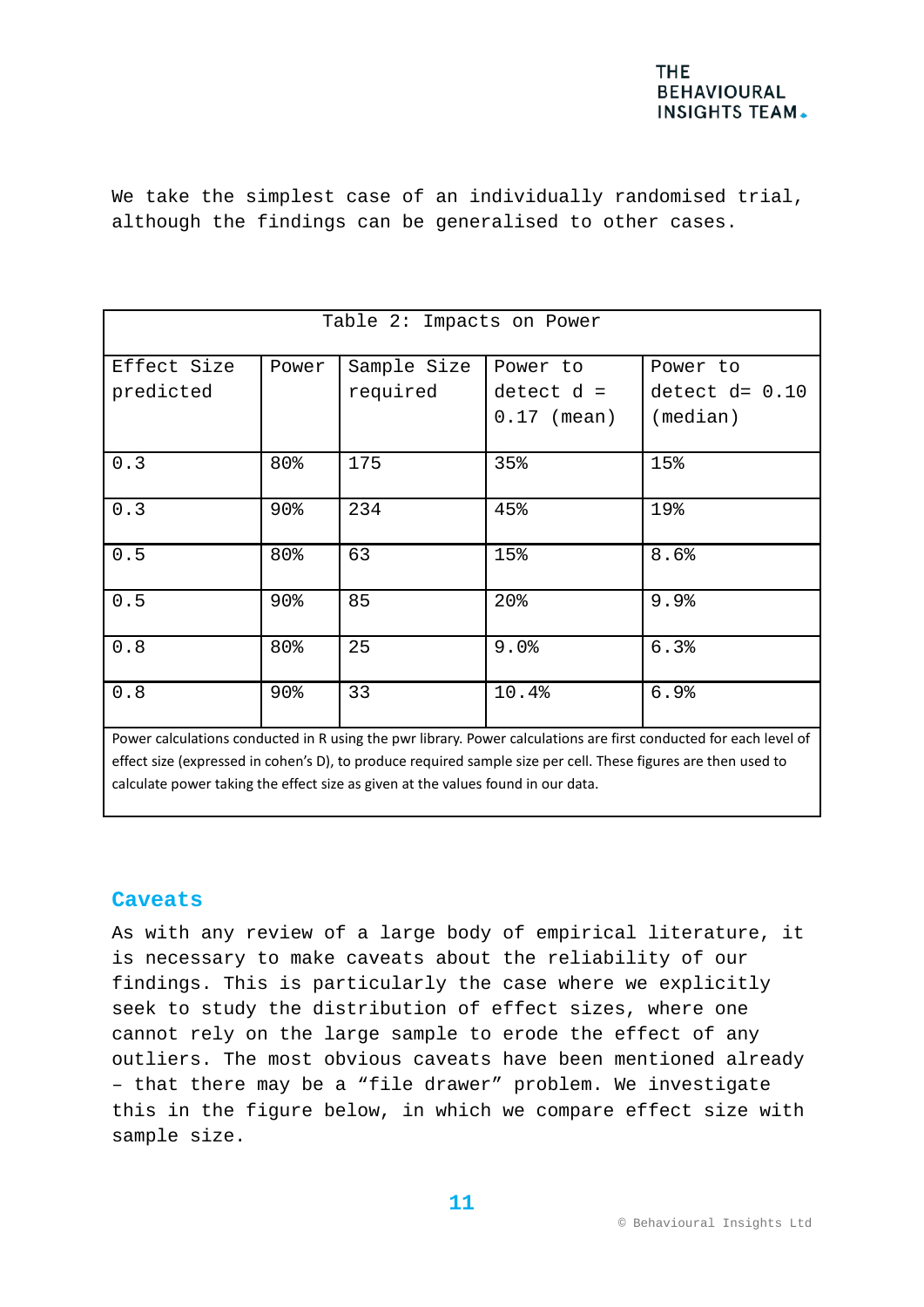We take the simplest case of an individually randomised trial, although the findings can be generalised to other cases.

Table 2: Impacts on Power

| Effect Size predicted | Power | Sample Size required | Power to detect d = 0.17 (mean) | Power to detect d= 0.10 (median) |
|---|---|---|---|---|
| 0.3 | 80% | 175 | 35% | 15% |
| 0.3 | 90% | 234 | 45% | 19% |
| 0.5 | 80% | 63 | 15% | 8.6% |
| 0.5 | 90% | 85 | 20% | 9.9% |
| 0.8 | 80% | 25 | 9.0% | 6.3% |
| 0.8 | 90% | 33 | 10.4% | 6.9% |

Power calculations conducted in R using the pwr library. Power calculations are first conducted for each level of effect size (expressed in cohen's D), to produce required sample size per cell. These figures are then used to calculate power taking the effect size as given at the values found in our data.

## Caveats

As with any review of a large body of empirical literature, it is necessary to make caveats about the reliability of our findings. This is particularly the case where we explicitly seek to study the distribution of effect sizes, where one cannot rely on the large sample to erode the effect of any outliers. The most obvious caveats have been mentioned already – that there may be a "file drawer" problem. We investigate this in the figure below, in which we compare effect size with sample size.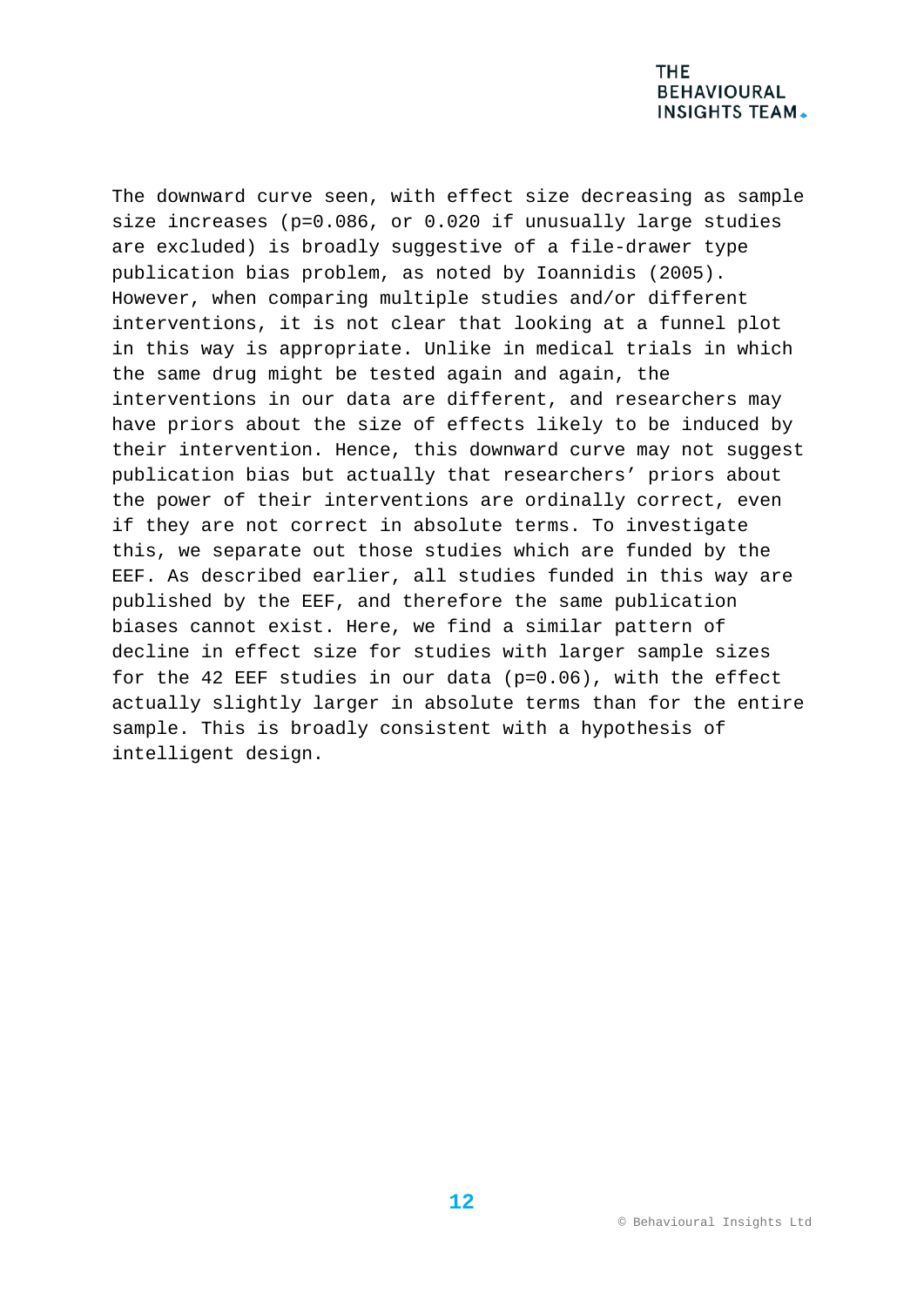The downward curve seen, with effect size decreasing as sample size increases ($p=0.086$, or $0.020$ if unusually large studies are excluded) is broadly suggestive of a file-drawer type publication bias problem, as noted by Ioannidis (2005). However, when comparing multiple studies and/or different interventions, it is not clear that looking at a funnel plot in this way is appropriate. Unlike in medical trials in which the same drug might be tested again and again, the interventions in our data are different, and researchers may have priors about the size of effects likely to be induced by their intervention. Hence, this downward curve may not suggest publication bias but actually that researchers' priors about the power of their interventions are ordinally correct, even if they are not correct in absolute terms. To investigate this, we separate out those studies which are funded by the EEF. As described earlier, all studies funded in this way are published by the EEF, and therefore the same publication biases cannot exist. Here, we find a similar pattern of decline in effect size for studies with larger sample sizes for the 42 EEF studies in our data ($p=0.06$), with the effect actually slightly larger in absolute terms than for the entire sample. This is broadly consistent with a hypothesis of intelligent design.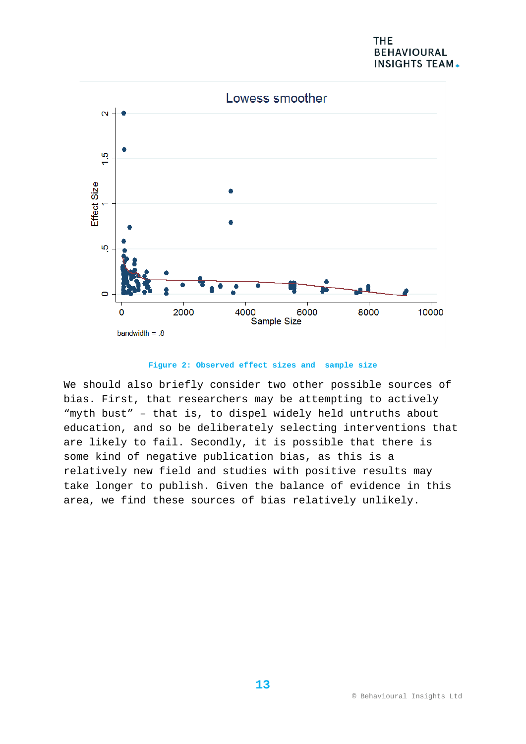Figure 2: Observed effect sizes and sample size

We should also briefly consider two other possible sources of bias. First, that researchers may be attempting to actively "myth bust" – that is, to dispel widely held untruths about education, and so be deliberately selecting interventions that are likely to fail. Secondly, it is possible that there is some kind of negative publication bias, as this is a relatively new field and studies with positive results may take longer to publish. Given the balance of evidence in this area, we find these sources of bias relatively unlikely.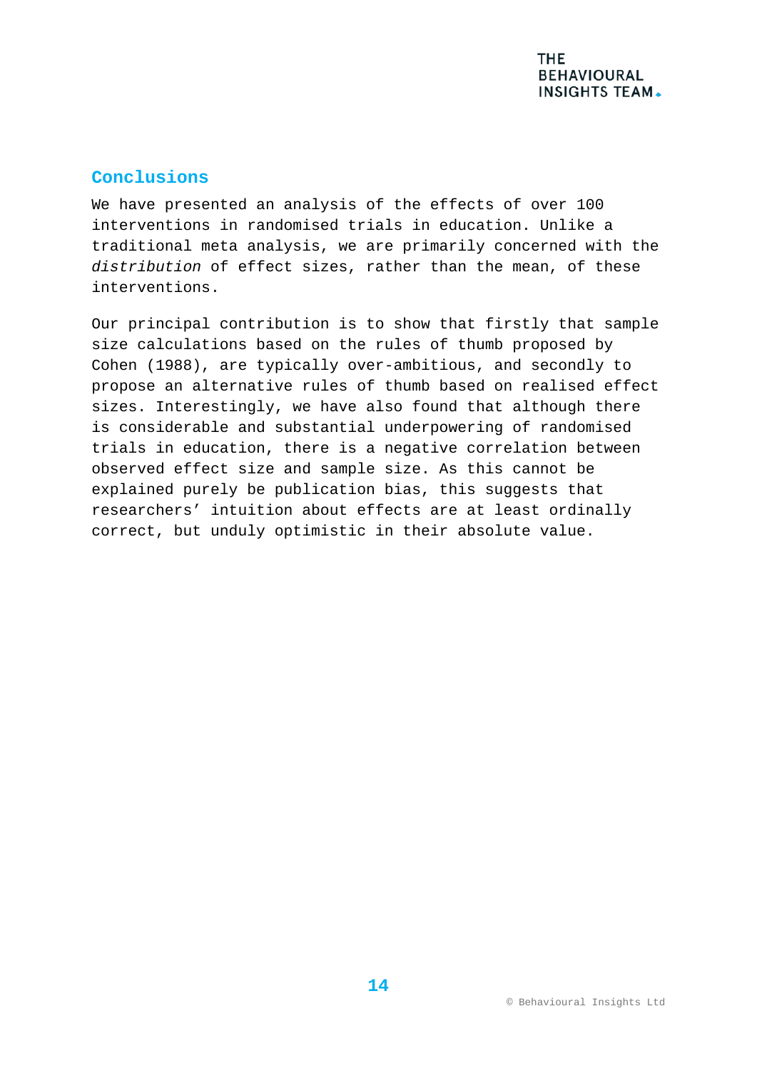## Conclusions

We have presented an analysis of the effects of over 100 interventions in randomised trials in education. Unlike a traditional meta analysis, we are primarily concerned with the *distribution* of effect sizes, rather than the mean, of these interventions.

Our principal contribution is to show that firstly that sample size calculations based on the rules of thumb proposed by Cohen (1988), are typically over-ambitious, and secondly to propose an alternative rules of thumb based on realised effect sizes. Interestingly, we have also found that although there is considerable and substantial underpowering of randomised trials in education, there is a negative correlation between observed effect size and sample size. As this cannot be explained purely be publication bias, this suggests that researchers' intuition about effects are at least ordinally correct, but unduly optimistic in their absolute value.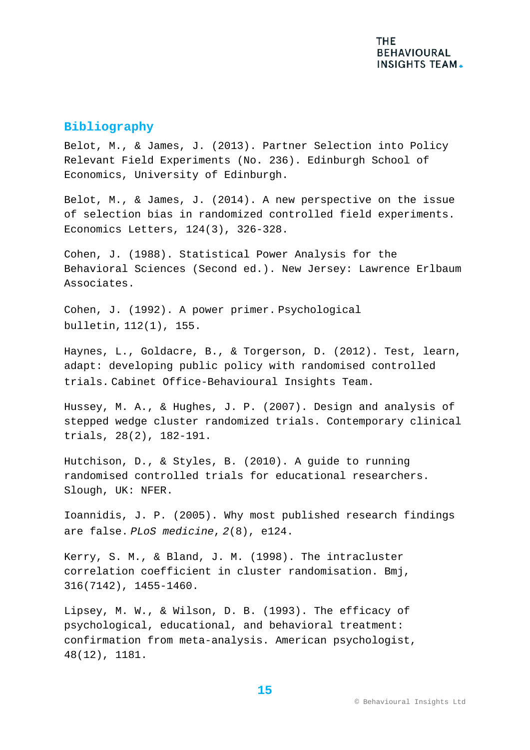## Bibliography

Belot, M., & James, J. (2013). Partner Selection into Policy Relevant Field Experiments (No. 236). Edinburgh School of Economics, University of Edinburgh.

Belot, M., & James, J. (2014). A new perspective on the issue of selection bias in randomized controlled field experiments. Economics Letters, 124(3), 326-328.

Cohen, J. (1988). Statistical Power Analysis for the Behavioral Sciences (Second ed.). New Jersey: Lawrence Erlbaum Associates.

Cohen, J. (1992). A power primer. Psychological bulletin, 112(1), 155.

Haynes, L., Goldacre, B., & Torgerson, D. (2012). Test, learn, adapt: developing public policy with randomised controlled trials. Cabinet Office-Behavioural Insights Team.

Hussey, M. A., & Hughes, J. P. (2007). Design and analysis of stepped wedge cluster randomized trials. Contemporary clinical trials, 28(2), 182-191.

Hutchison, D., & Styles, B. (2010). A guide to running randomised controlled trials for educational researchers. Slough, UK: NFER.

Ioannidis, J. P. (2005). Why most published research findings are false. *PLoS medicine*, *2*(8), e124.

Kerry, S. M., & Bland, J. M. (1998). The intracluster correlation coefficient in cluster randomisation. Bmj, 316(7142), 1455-1460.

Lipsey, M. W., & Wilson, D. B. (1993). The efficacy of psychological, educational, and behavioral treatment: confirmation from meta-analysis. American psychologist, 48(12), 1181.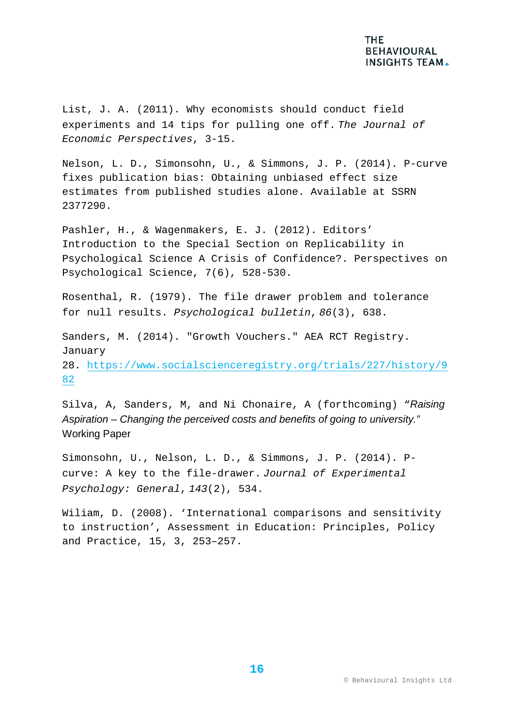List, J. A. (2011). Why economists should conduct field experiments and 14 tips for pulling one off. *The Journal of Economic Perspectives*, 3-15.

Nelson, L. D., Simonsohn, U., & Simmons, J. P. (2014). P-curve fixes publication bias: Obtaining unbiased effect size estimates from published studies alone. Available at SSRN 2377290.

Pashler, H., & Wagenmakers, E. J. (2012). Editors' Introduction to the Special Section on Replicability in Psychological Science A Crisis of Confidence?. Perspectives on Psychological Science, 7(6), 528-530.

Rosenthal, R. (1979). The file drawer problem and tolerance for null results. *Psychological bulletin*, *86*(3), 638.

Sanders, M. (2014). "Growth Vouchers." AEA RCT Registry. January 28. https://www.socialscienceregistry.org/trials/227/history/982

Silva, A, Sanders, M, and Ni Chonaire, A (forthcoming) *"Raising Aspiration – Changing the perceived costs and benefits of going to university."* Working Paper

Simonsohn, U., Nelson, L. D., & Simmons, J. P. (2014). P-curve: A key to the file-drawer. *Journal of Experimental Psychology: General*, *143*(2), 534.

Wiliam, D. (2008). 'International comparisons and sensitivity to instruction', Assessment in Education: Principles, Policy and Practice, 15, 3, 253–257.